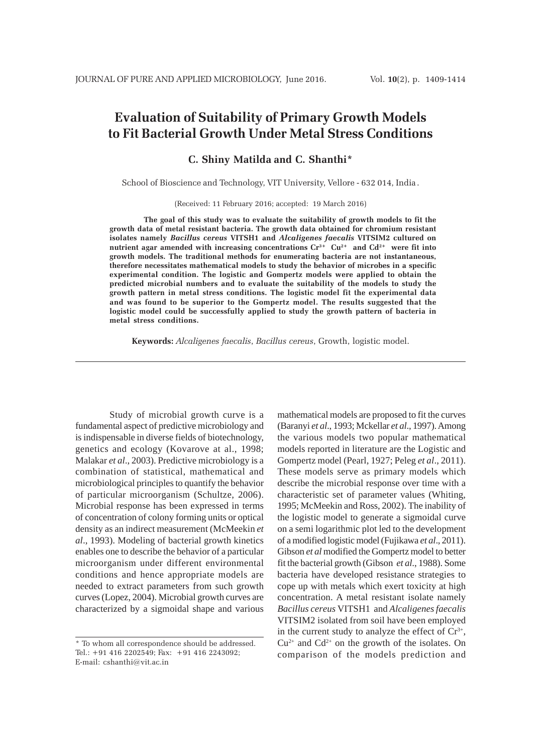# Evaluation of Suitability of Primary Growth Models to Fit Bacterial Growth Under Metal Stress Conditions

**C. Shiny Matilda and C. Shanthi***

School of Bioscience and Technology, VIT University, Vellore - 632 014, India.

(Received: 11 February 2016; accepted: 19 March 2016)

**The goal of this study was to evaluate the suitability of growth models to fit the growth data of metal resistant bacteria. The growth data obtained for chromium resistant isolates namely *Bacillus cereus* VITSH1 and *Alcaligenes faecalis* VITSIM2 cultured on nutrient agar amended with increasing concentrations $Cr^{3+}$ $Cu^{2+}$ and $Cd^{2+}$ were fit into growth models. The traditional methods for enumerating bacteria are not instantaneous, therefore necessitates mathematical models to study the behavior of microbes in a specific experimental condition. The logistic and Gompertz models were applied to obtain the predicted microbial numbers and to evaluate the suitability of the models to study the growth pattern in metal stress conditions. The logistic model fit the experimental data and was found to be superior to the Gompertz model. The results suggested that the logistic model could be successfully applied to study the growth pattern of bacteria in metal stress conditions.**

**Keywords:** *Alcaligenes faecalis*, *Bacillus cereus*, Growth, logistic model.

---

Study of microbial growth curve is a fundamental aspect of predictive microbiology and is indispensable in diverse fields of biotechnology, genetics and ecology (Kovarove at al., 1998; Malakar *et al*., 2003). Predictive microbiology is a combination of statistical, mathematical and microbiological principles to quantify the behavior of particular microorganism (Schultze, 2006). Microbial response has been expressed in terms of concentration of colony forming units or optical density as an indirect measurement (McMeekin *et al*., 1993). Modeling of bacterial growth kinetics enables one to describe the behavior of a particular microorganism under different environmental conditions and hence appropriate models are needed to extract parameters from such growth curves (Lopez, 2004). Microbial growth curves are characterized by a sigmoidal shape and various mathematical models are proposed to fit the curves (Baranyi *et al*., 1993; Mckellar *et al*., 1997). Among the various models two popular mathematical models reported in literature are the Logistic and Gompertz model (Pearl, 1927; Peleg *et al*., 2011). These models serve as primary models which describe the microbial response over time with a characteristic set of parameter values (Whiting, 1995; McMeekin and Ross, 2002). The inability of the logistic model to generate a sigmoidal curve on a semi logarithmic plot led to the development of a modified logistic model (Fujikawa *et al*., 2011). Gibson *et al* modified the Gompertz model to better fit the bacterial growth (Gibson *et al*., 1988). Some bacteria have developed resistance strategies to cope up with metals which exert toxicity at high concentration. A metal resistant isolate namely *Bacillus cereus* VITSH1 and *Alcaligenes faecalis* VITSIM2 isolated from soil have been employed in the current study to analyze the effect of $Cr^{3+}$, $Cu^{2+}$ and $Cd^{2+}$ on the growth of the isolates. On comparison of the models prediction and

* To whom all correspondence should be addressed.
Tel.: +91 416 2202549; Fax: +91 416 2243092;
E-mail: cshanthi@vit.ac.in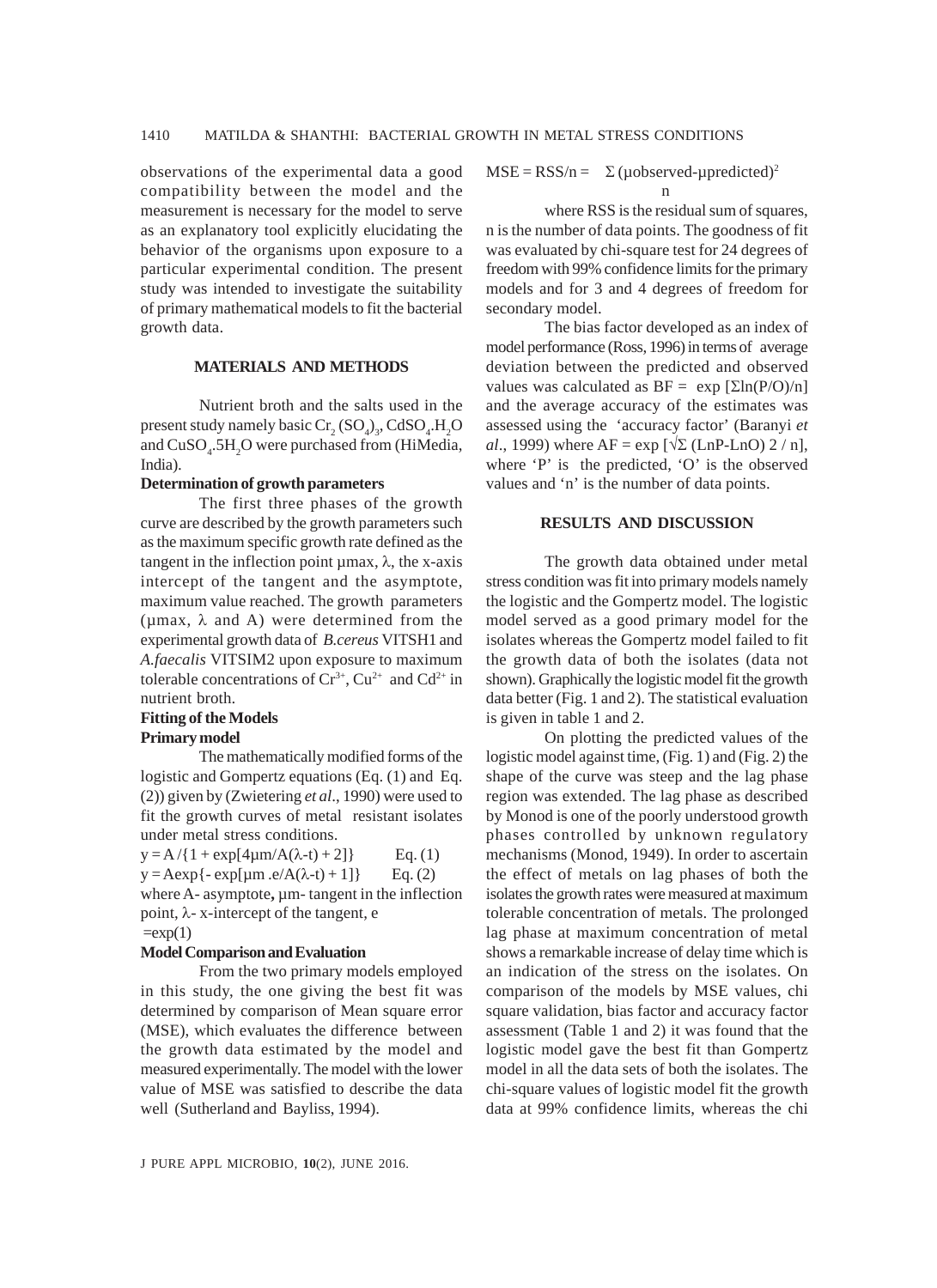observations of the experimental data a good compatibility between the model and the measurement is necessary for the model to serve as an explanatory tool explicitly elucidating the behavior of the organisms upon exposure to a particular experimental condition. The present study was intended to investigate the suitability of primary mathematical models to fit the bacterial growth data.

## MATERIALS AND METHODS

Nutrient broth and the salts used in the present study namely basic $Cr_2(SO_4)_3$, $CdSO_4.H_2O$ and $CuSO_4.5H_2O$ were purchased from (HiMedia, India).

### Determination of growth parameters

The first three phases of the growth curve are described by the growth parameters such as the maximum specific growth rate defined as the tangent in the inflection point µmax, λ, the x-axis intercept of the tangent and the asymptote, maximum value reached. The growth parameters (µmax, λ and A) were determined from the experimental growth data of *B.cereus* VITSH1 and *A.faecalis* VITSIM2 upon exposure to maximum tolerable concentrations of $Cr^{3+}$, $Cu^{2+}$ and $Cd^{2+}$ in nutrient broth.

### Fitting of the Models

#### Primary model

The mathematically modified forms of the logistic and Gompertz equations (Eq. (1) and Eq. (2)) given by (Zwietering *et al*., 1990) were used to fit the growth curves of metal resistant isolates under metal stress conditions.

$$y = A/\{1 + \exp[4\mu m/A(\lambda - t) + 2]\} \qquad \text{Eq. (1)}$$

$$y = A\exp\{-\exp[\mu m.e/A(\lambda - t) + 1]\} \qquad \text{Eq. (2)}$$

where A- asymptote**,** µm- tangent in the inflection point, λ- x-intercept of the tangent, e $= \exp(1)$

### Model Comparison and Evaluation

From the two primary models employed in this study, the one giving the best fit was determined by comparison of Mean square error (MSE), which evaluates the difference between the growth data estimated by the model and measured experimentally. The model with the lower value of MSE was satisfied to describe the data well (Sutherland and Bayliss, 1994).

$$MSE = RSS/n = \frac{\Sigma(\mu observed - \mu predicted)^2}{n}$$

where RSS is the residual sum of squares, n is the number of data points. The goodness of fit was evaluated by chi-square test for 24 degrees of freedom with 99% confidence limits for the primary models and for 3 and 4 degrees of freedom for secondary model.

The bias factor developed as an index of model performance (Ross, 1996) in terms of average deviation between the predicted and observed values was calculated as $BF = \exp[\Sigma \ln(P/O)/n]$ and the average accuracy of the estimates was assessed using the 'accuracy factor' (Baranyi *et al*., 1999) where $AF = \exp[\sqrt{\Sigma}(LnP - LnO)2/n]$, where 'P' is the predicted, 'O' is the observed values and 'n' is the number of data points.

## RESULTS AND DISCUSSION

The growth data obtained under metal stress condition was fit into primary models namely the logistic and the Gompertz model. The logistic model served as a good primary model for the isolates whereas the Gompertz model failed to fit the growth data of both the isolates (data not shown). Graphically the logistic model fit the growth data better (Fig. 1 and 2). The statistical evaluation is given in table 1 and 2.

On plotting the predicted values of the logistic model against time, (Fig. 1) and (Fig. 2) the shape of the curve was steep and the lag phase region was extended. The lag phase as described by Monod is one of the poorly understood growth phases controlled by unknown regulatory mechanisms (Monod, 1949). In order to ascertain the effect of metals on lag phases of both the isolates the growth rates were measured at maximum tolerable concentration of metals. The prolonged lag phase at maximum concentration of metal shows a remarkable increase of delay time which is an indication of the stress on the isolates. On comparison of the models by MSE values, chi square validation, bias factor and accuracy factor assessment (Table 1 and 2) it was found that the logistic model gave the best fit than Gompertz model in all the data sets of both the isolates. The chi-square values of logistic model fit the growth data at 99% confidence limits, whereas the chi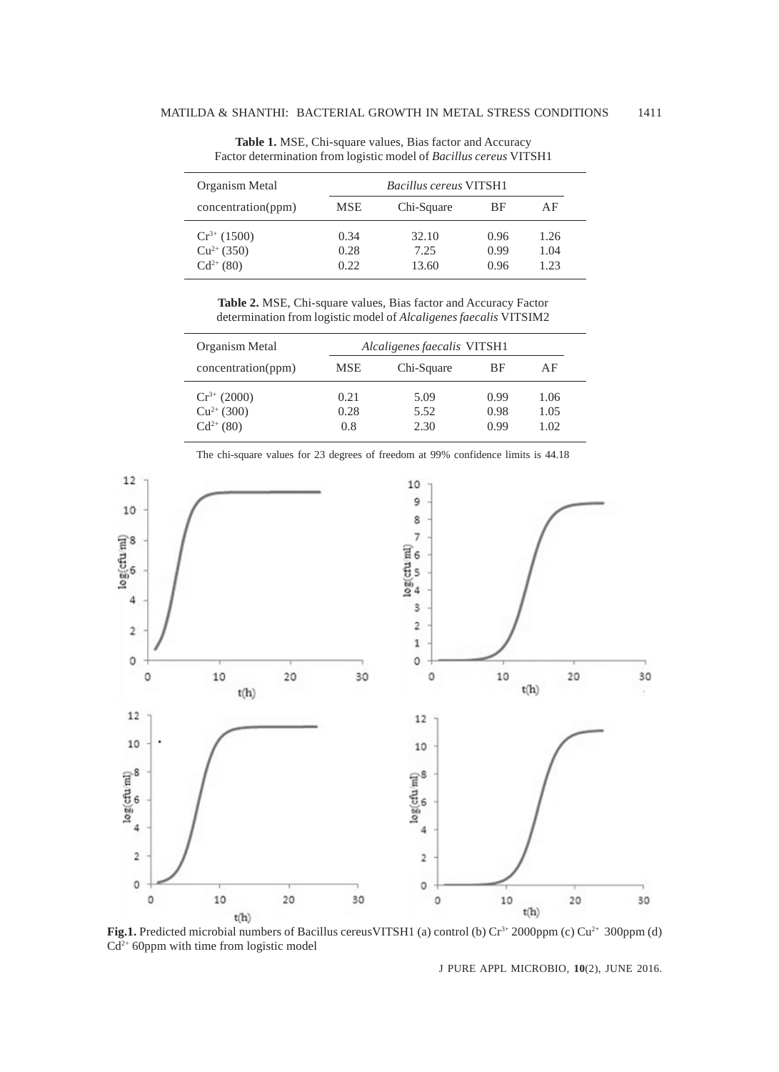**Table 1.** MSE, Chi-square values, Bias factor and Accuracy Factor determination from logistic model of *Bacillus cereus* VITSH1

| Organism Metal concentration(ppm) | *Bacillus cereus* VITSH1 | | | |
|---|---|---|---|---|
| | MSE | Chi-Square | BF | AF |
| $Cr^{3+}$ (1500) | 0.34 | 32.10 | 0.96 | 1.26 |
| $Cu^{2+}$ (350) | 0.28 | 7.25 | 0.99 | 1.04 |
| $Cd^{2+}$ (80) | 0.22 | 13.60 | 0.96 | 1.23 |

**Table 2.** MSE, Chi-square values, Bias factor and Accuracy Factor determination from logistic model of *Alcaligenes faecalis* VITSIM2

| Organism Metal concentration(ppm) | *Alcaligenes faecalis* VITSH1 | | | |
|---|---|---|---|---|
| | MSE | Chi-Square | BF | AF |
| $Cr^{3+}$ (2000) | 0.21 | 5.09 | 0.99 | 1.06 |
| $Cu^{2+}$ (300) | 0.28 | 5.52 | 0.98 | 1.05 |
| $Cd^{2+}$ (80) | 0.8 | 2.30 | 0.99 | 1.02 |

The chi-square values for 23 degrees of freedom at 99% confidence limits is 44.18

**Fig.1.** Predicted microbial numbers of Bacillus cereusVITSH1 (a) control (b) $Cr^{3+}$ 2000ppm (c) $Cu^{2+}$ 300ppm (d) $Cd^{2+}$ 60ppm with time from logistic model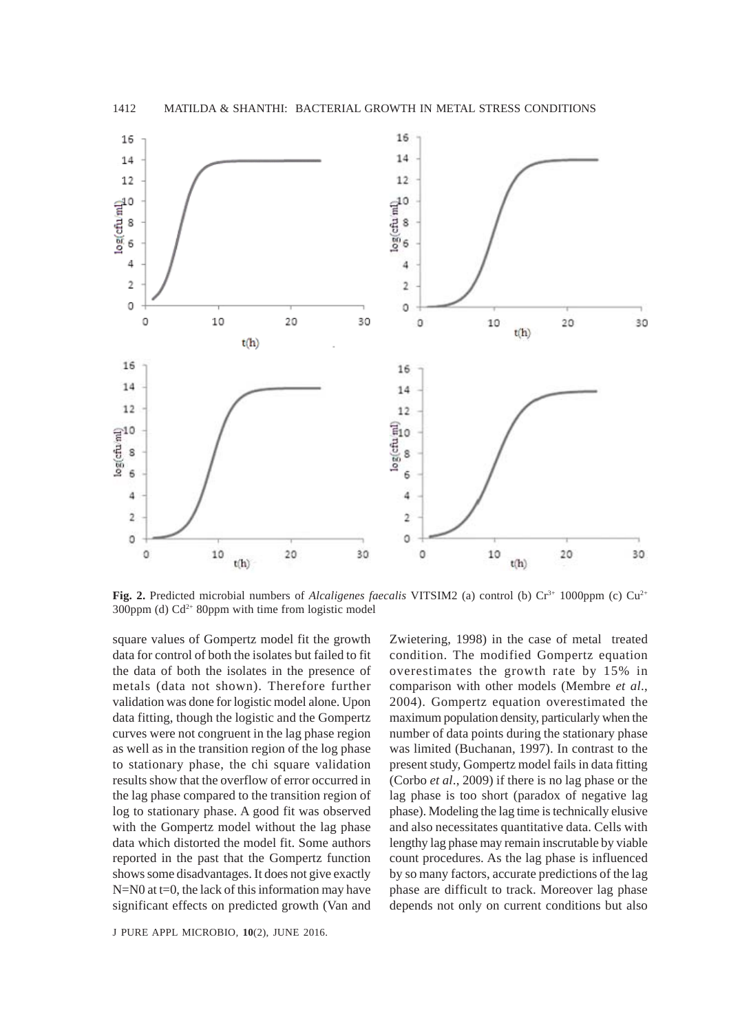**Fig. 2.** Predicted microbial numbers of *Alcaligenes faecalis* VITSIM2 (a) control (b) $Cr^{3+}$ 1000ppm (c) $Cu^{2+}$ 300ppm (d) $Cd^{2+}$ 80ppm with time from logistic model

square values of Gompertz model fit the growth data for control of both the isolates but failed to fit the data of both the isolates in the presence of metals (data not shown). Therefore further validation was done for logistic model alone. Upon data fitting, though the logistic and the Gompertz curves were not congruent in the lag phase region as well as in the transition region of the log phase to stationary phase, the chi square validation results show that the overflow of error occurred in the lag phase compared to the transition region of log to stationary phase. A good fit was observed with the Gompertz model without the lag phase data which distorted the model fit. Some authors reported in the past that the Gompertz function shows some disadvantages. It does not give exactly N=N0 at t=0, the lack of this information may have significant effects on predicted growth (Van and Zwietering, 1998) in the case of metal treated condition. The modified Gompertz equation overestimates the growth rate by 15% in comparison with other models (Membre *et al*., 2004). Gompertz equation overestimated the maximum population density, particularly when the number of data points during the stationary phase was limited (Buchanan, 1997). In contrast to the present study, Gompertz model fails in data fitting (Corbo *et al*., 2009) if there is no lag phase or the lag phase is too short (paradox of negative lag phase). Modeling the lag time is technically elusive and also necessitates quantitative data. Cells with lengthy lag phase may remain inscrutable by viable count procedures. As the lag phase is influenced by so many factors, accurate predictions of the lag phase are difficult to track. Moreover lag phase depends not only on current conditions but also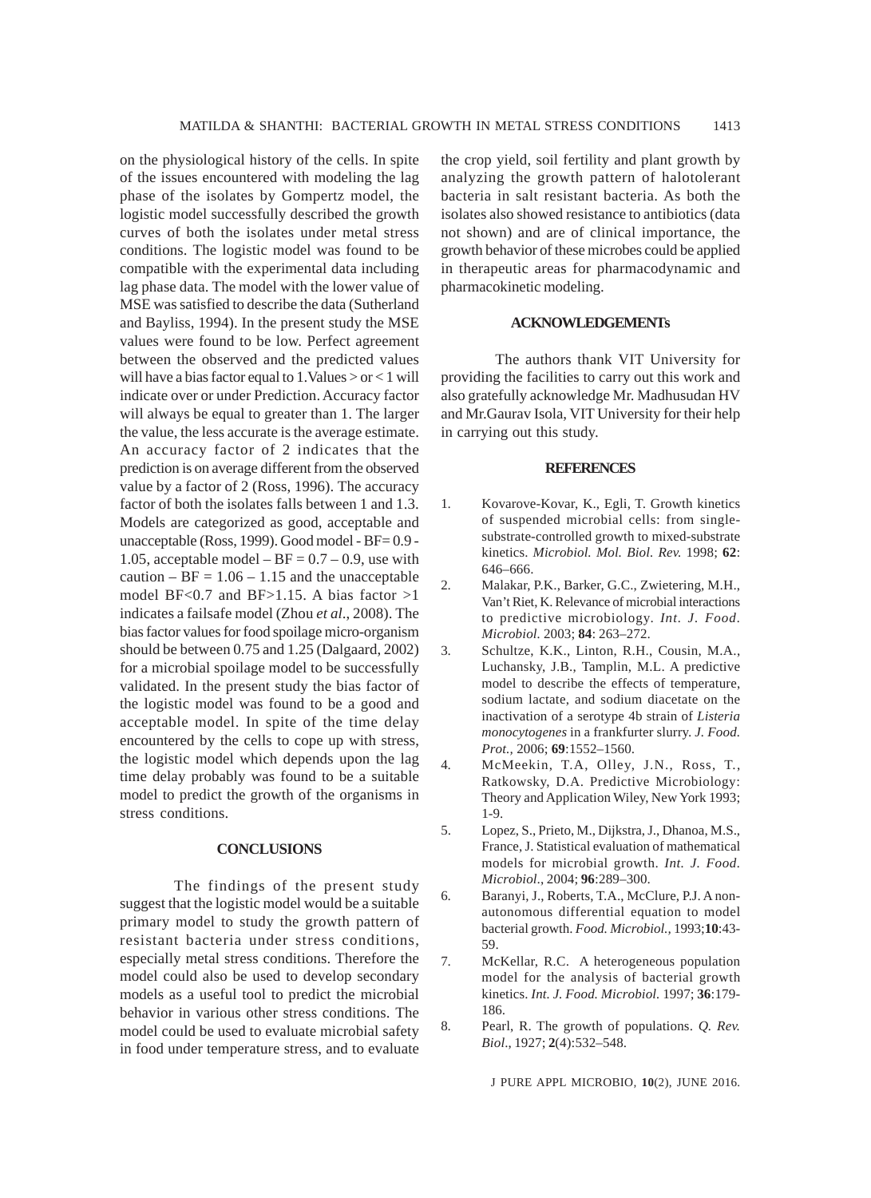on the physiological history of the cells. In spite of the issues encountered with modeling the lag phase of the isolates by Gompertz model, the logistic model successfully described the growth curves of both the isolates under metal stress conditions. The logistic model was found to be compatible with the experimental data including lag phase data. The model with the lower value of MSE was satisfied to describe the data (Sutherland and Bayliss, 1994). In the present study the MSE values were found to be low. Perfect agreement between the observed and the predicted values will have a bias factor equal to 1.Values > or < 1 will indicate over or under Prediction. Accuracy factor will always be equal to greater than 1. The larger the value, the less accurate is the average estimate. An accuracy factor of 2 indicates that the prediction is on average different from the observed value by a factor of 2 (Ross, 1996). The accuracy factor of both the isolates falls between 1 and 1.3. Models are categorized as good, acceptable and unacceptable (Ross, 1999). Good model - BF= 0.9 - 1.05, acceptable model – BF = 0.7 – 0.9, use with caution – BF = 1.06 – 1.15 and the unacceptable model BF<0.7 and BF>1.15. A bias factor >1 indicates a failsafe model (Zhou *et al*., 2008). The bias factor values for food spoilage micro-organism should be between 0.75 and 1.25 (Dalgaard, 2002) for a microbial spoilage model to be successfully validated. In the present study the bias factor of the logistic model was found to be a good and acceptable model. In spite of the time delay encountered by the cells to cope up with stress, the logistic model which depends upon the lag time delay probably was found to be a suitable model to predict the growth of the organisms in stress conditions.

## CONCLUSIONS

The findings of the present study suggest that the logistic model would be a suitable primary model to study the growth pattern of resistant bacteria under stress conditions, especially metal stress conditions. Therefore the model could also be used to develop secondary models as a useful tool to predict the microbial behavior in various other stress conditions. The model could be used to evaluate microbial safety in food under temperature stress, and to evaluate the crop yield, soil fertility and plant growth by analyzing the growth pattern of halotolerant bacteria in salt resistant bacteria. As both the isolates also showed resistance to antibiotics (data not shown) and are of clinical importance, the growth behavior of these microbes could be applied in therapeutic areas for pharmacodynamic and pharmacokinetic modeling.

## ACKNOWLEDGEMENTs

The authors thank VIT University for providing the facilities to carry out this work and also gratefully acknowledge Mr. Madhusudan HV and Mr.Gaurav Isola, VIT University for their help in carrying out this study.

## REFERENCES

1. Kovarove-Kovar, K., Egli, T. Growth kinetics of suspended microbial cells: from single-substrate-controlled growth to mixed-substrate kinetics. *Microbiol. Mol. Biol. Rev.* 1998; **62**: 646–666.
2. Malakar, P.K., Barker, G.C., Zwietering, M.H., Van't Riet, K. Relevance of microbial interactions to predictive microbiology. *Int. J. Food. Microbiol.* 2003; **84**: 263–272.
3. Schultze, K.K., Linton, R.H., Cousin, M.A., Luchansky, J.B., Tamplin, M.L. A predictive model to describe the effects of temperature, sodium lactate, and sodium diacetate on the inactivation of a serotype 4b strain of *Listeria monocytogenes* in a frankfurter slurry. *J. Food. Prot.,* 2006; **69**:1552–1560.
4. McMeekin, T.A, Olley, J.N., Ross, T., Ratkowsky, D.A. Predictive Microbiology: Theory and Application Wiley, New York 1993; 1-9.
5. Lopez, S., Prieto, M., Dijkstra, J., Dhanoa, M.S., France, J. Statistical evaluation of mathematical models for microbial growth. *Int. J. Food. Microbiol*., 2004; **96**:289–300.
6. Baranyi, J., Roberts, T.A., McClure, P.J. A non-autonomous differential equation to model bacterial growth. *Food. Microbiol.,* 1993;**10**:43-59.
7. McKellar, R.C. A heterogeneous population model for the analysis of bacterial growth kinetics. *Int. J. Food. Microbiol.* 1997; **36**:179-186.
8. Pearl, R. The growth of populations. *Q. Rev. Biol*., 1927; **2**(4):532–548.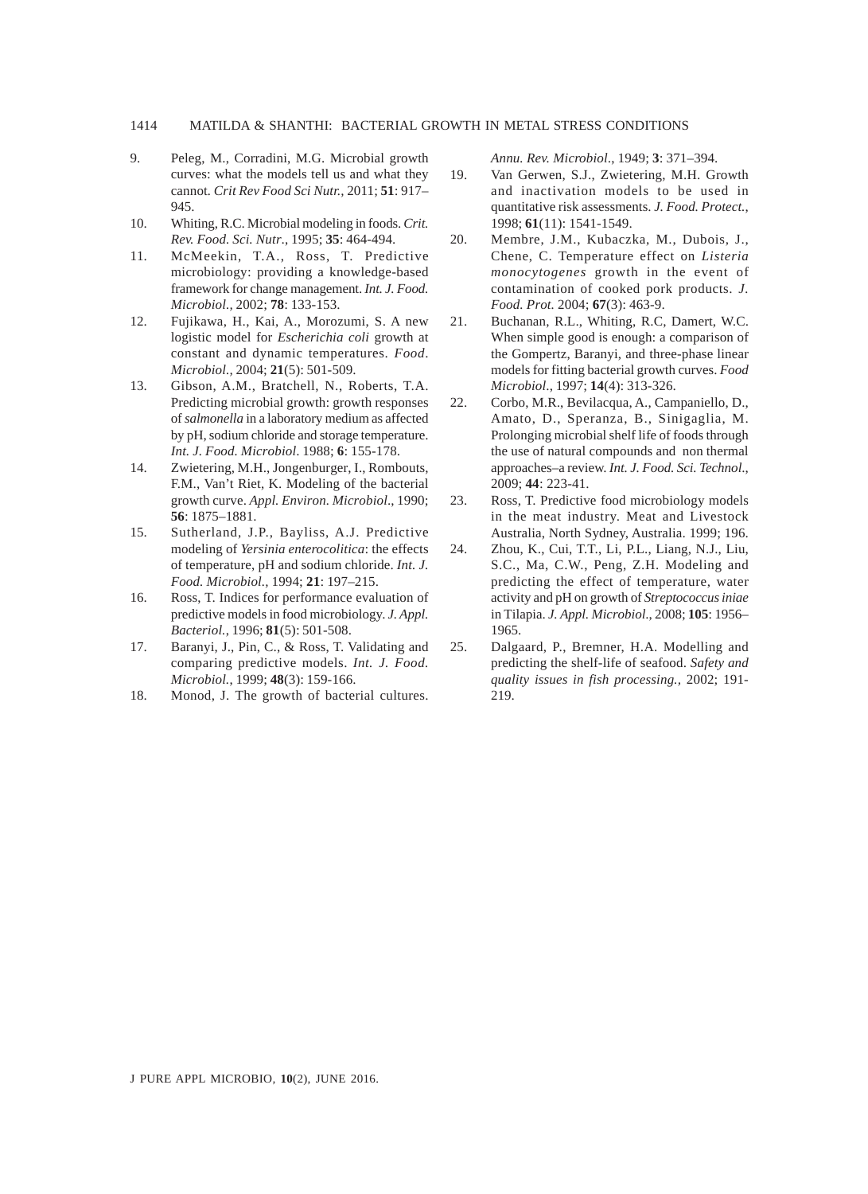9. Peleg, M., Corradini, M.G. Microbial growth curves: what the models tell us and what they cannot. *Crit Rev Food Sci Nutr.*, 2011; **51**: 917–945.
10. Whiting, R.C. Microbial modeling in foods. *Crit. Rev. Food. Sci. Nutr.*, 1995; **35**: 464-494.
11. McMeekin, T.A., Ross, T. Predictive microbiology: providing a knowledge-based framework for change management. *Int. J. Food. Microbiol.*, 2002; **78**: 133-153.
12. Fujikawa, H., Kai, A., Morozumi, S. A new logistic model for *Escherichia coli* growth at constant and dynamic temperatures. *Food. Microbiol.*, 2004; **21**(5): 501-509.
13. Gibson, A.M., Bratchell, N., Roberts, T.A. Predicting microbial growth: growth responses of *salmonella* in a laboratory medium as affected by pH, sodium chloride and storage temperature. *Int. J. Food. Microbiol.* 1988; **6**: 155-178.
14. Zwietering, M.H., Jongenburger, I., Rombouts, F.M., Van't Riet, K. Modeling of the bacterial growth curve. *Appl. Environ. Microbiol.*, 1990; **56**: 1875–1881.
15. Sutherland, J.P., Bayliss, A.J. Predictive modeling of *Yersinia enterocolitica*: the effects of temperature, pH and sodium chloride. *Int. J. Food. Microbiol.*, 1994; **21**: 197–215.
16. Ross, T. Indices for performance evaluation of predictive models in food microbiology. *J. Appl. Bacteriol.*, 1996; **81**(5): 501-508.
17. Baranyi, J., Pin, C., & Ross, T. Validating and comparing predictive models. *Int. J. Food. Microbiol.*, 1999; **48**(3): 159-166.
18. Monod, J. The growth of bacterial cultures. *Annu. Rev. Microbiol.*, 1949; **3**: 371–394.
19. Van Gerwen, S.J., Zwietering, M.H. Growth and inactivation models to be used in quantitative risk assessments. *J. Food. Protect.*, 1998; **61**(11): 1541-1549.
20. Membre, J.M., Kubaczka, M., Dubois, J., Chene, C. Temperature effect on *Listeria monocytogenes* growth in the event of contamination of cooked pork products. *J. Food. Prot.* 2004; **67**(3): 463-9.
21. Buchanan, R.L., Whiting, R.C, Damert, W.C. When simple good is enough: a comparison of the Gompertz, Baranyi, and three-phase linear models for fitting bacterial growth curves. *Food Microbiol.*, 1997; **14**(4): 313-326.
22. Corbo, M.R., Bevilacqua, A., Campaniello, D., Amato, D., Speranza, B., Sinigaglia, M. Prolonging microbial shelf life of foods through the use of natural compounds and non thermal approaches–a review. *Int. J. Food. Sci. Technol.*, 2009; **44**: 223-41.
23. Ross, T. Predictive food microbiology models in the meat industry. Meat and Livestock Australia, North Sydney, Australia. 1999; 196.
24. Zhou, K., Cui, T.T., Li, P.L., Liang, N.J., Liu, S.C., Ma, C.W., Peng, Z.H. Modeling and predicting the effect of temperature, water activity and pH on growth of *Streptococcus iniae* in Tilapia. *J. Appl. Microbiol.*, 2008; **105**: 1956–1965.
25. Dalgaard, P., Bremner, H.A. Modelling and predicting the shelf-life of seafood. *Safety and quality issues in fish processing.*, 2002; 191-219.